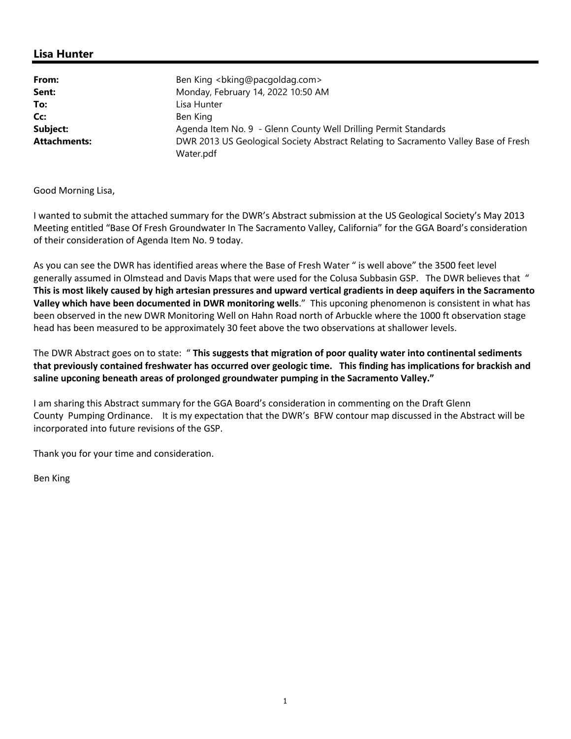## Lisa Hunter

| | |
|---|---|
| **From:** | Ben King <bking@pacgoldag.com> |
| **Sent:** | Monday, February 14, 2022 10:50 AM |
| **To:** | Lisa Hunter |
| **Cc:** | Ben King |
| **Subject:** | Agenda Item No. 9 - Glenn County Well Drilling Permit Standards |
| **Attachments:** | DWR 2013 US Geological Society Abstract Relating to Sacramento Valley Base of Fresh Water.pdf |

Good Morning Lisa,

I wanted to submit the attached summary for the DWR's Abstract submission at the US Geological Society's May 2013 Meeting entitled "Base Of Fresh Groundwater In The Sacramento Valley, California" for the GGA Board's consideration of their consideration of Agenda Item No. 9 today.

As you can see the DWR has identified areas where the Base of Fresh Water " is well above" the 3500 feet level generally assumed in Olmstead and Davis Maps that were used for the Colusa Subbasin GSP. The DWR believes that " **This is most likely caused by high artesian pressures and upward vertical gradients in deep aquifers in the Sacramento Valley which have been documented in DWR monitoring wells**." This upconing phenomenon is consistent in what has been observed in the new DWR Monitoring Well on Hahn Road north of Arbuckle where the 1000 ft observation stage head has been measured to be approximately 30 feet above the two observations at shallower levels.

The DWR Abstract goes on to state: " **This suggests that migration of poor quality water into continental sediments that previously contained freshwater has occurred over geologic time. This finding has implications for brackish and saline upconing beneath areas of prolonged groundwater pumping in the Sacramento Valley."**

I am sharing this Abstract summary for the GGA Board's consideration in commenting on the Draft Glenn County Pumping Ordinance. It is my expectation that the DWR's BFW contour map discussed in the Abstract will be incorporated into future revisions of the GSP.

Thank you for your time and consideration.

Ben King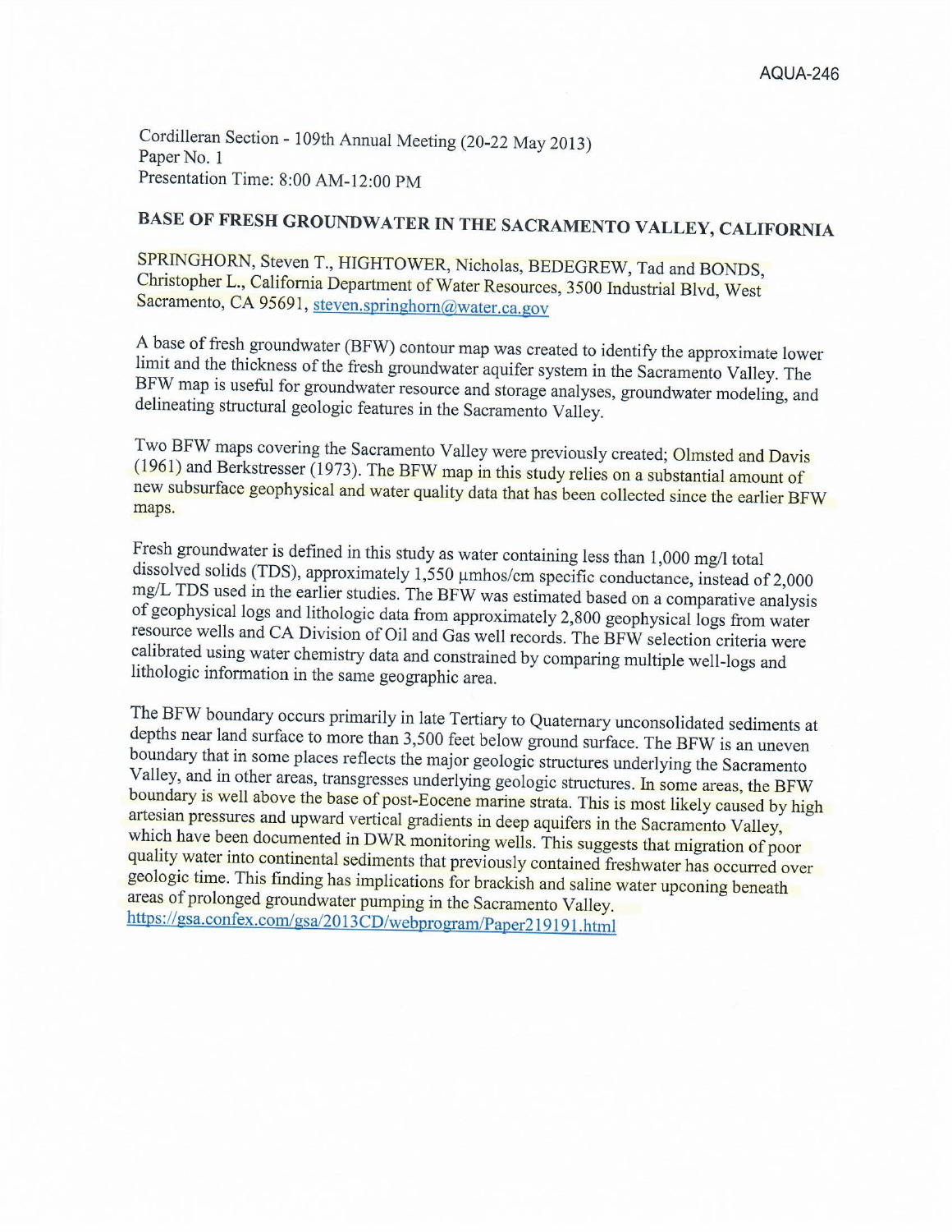AQUA-246

Cordilleran Section - 109th Annual Meeting (20-22 May 2013)
Paper No. 1
Presentation Time: 8:00 AM-12:00 PM

# BASE OF FRESH GROUNDWATER IN THE SACRAMENTO VALLEY, CALIFORNIA

SPRINGHORN, Steven T., HIGHTOWER, Nicholas, BEDEGREW, Tad and BONDS, Christopher L., California Department of Water Resources, 3500 Industrial Blvd, West Sacramento, CA 95691, steven.springhorn@water.ca.gov

A base of fresh groundwater (BFW) contour map was created to identify the approximate lower limit and the thickness of the fresh groundwater aquifer system in the Sacramento Valley. The BFW map is useful for groundwater resource and storage analyses, groundwater modeling, and delineating structural geologic features in the Sacramento Valley.

Two BFW maps covering the Sacramento Valley were previously created; Olmsted and Davis (1961) and Berkstresser (1973). The BFW map in this study relies on a substantial amount of new subsurface geophysical and water quality data that has been collected since the earlier BFW maps.

Fresh groundwater is defined in this study as water containing less than 1,000 mg/l total dissolved solids (TDS), approximately 1,550 µmhos/cm specific conductance, instead of 2,000 mg/L TDS used in the earlier studies. The BFW was estimated based on a comparative analysis of geophysical logs and lithologic data from approximately 2,800 geophysical logs from water resource wells and CA Division of Oil and Gas well records. The BFW selection criteria were calibrated using water chemistry data and constrained by comparing multiple well-logs and lithologic information in the same geographic area.

The BFW boundary occurs primarily in late Tertiary to Quaternary unconsolidated sediments at depths near land surface to more than 3,500 feet below ground surface. The BFW is an uneven boundary that in some places reflects the major geologic structures underlying the Sacramento Valley, and in other areas, transgresses underlying geologic structures. In some areas, the BFW boundary is well above the base of post-Eocene marine strata. This is most likely caused by high artesian pressures and upward vertical gradients in deep aquifers in the Sacramento Valley, which have been documented in DWR monitoring wells. This suggests that migration of poor quality water into continental sediments that previously contained freshwater has occurred over geologic time. This finding has implications for brackish and saline water upconing beneath areas of prolonged groundwater pumping in the Sacramento Valley.
https://gsa.confex.com/gsa/2013CD/webprogram/Paper219191.html